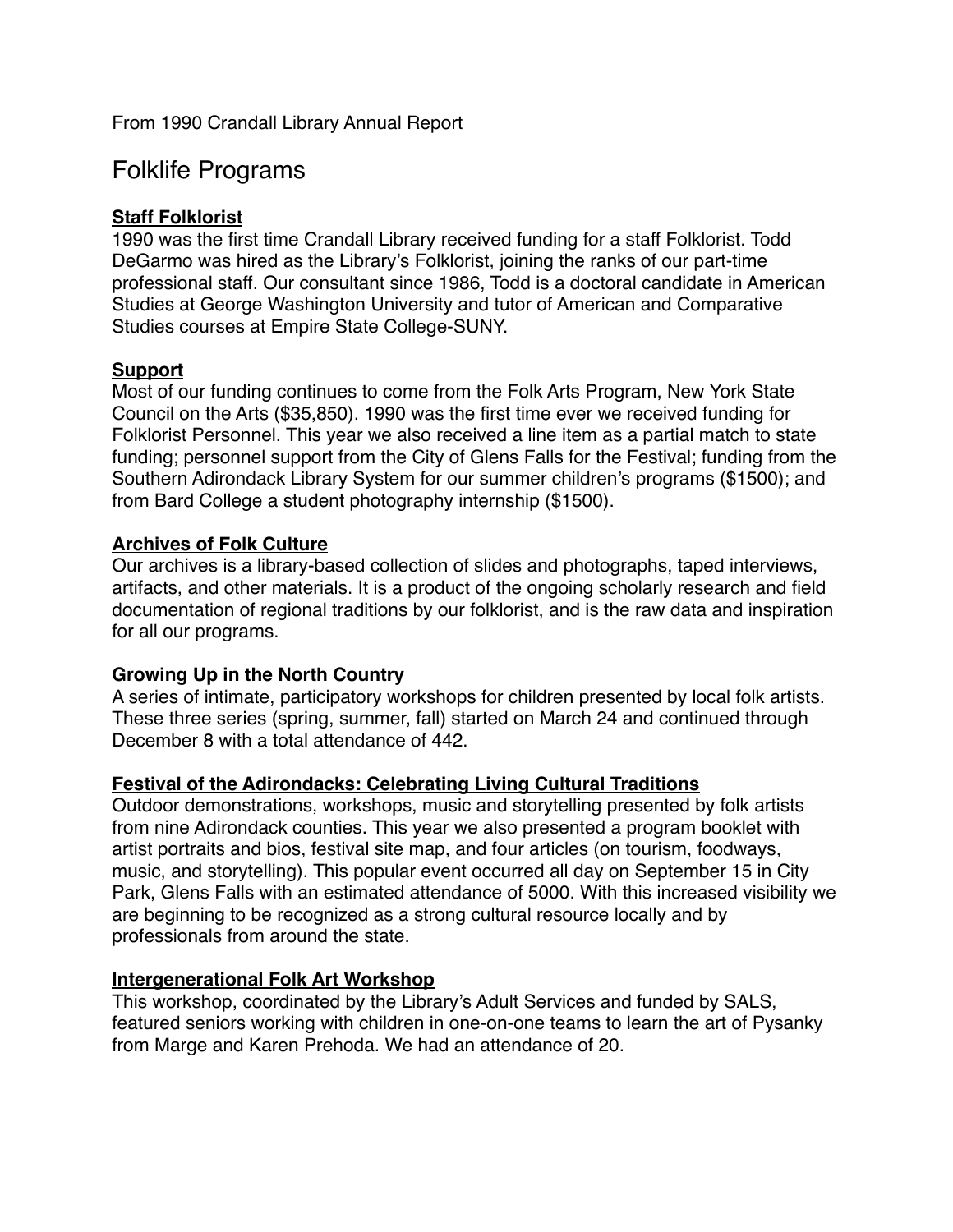From 1990 Crandall Library Annual Report

# Folklife Programs

## Staff Folklorist

1990 was the first time Crandall Library received funding for a staff Folklorist. Todd DeGarmo was hired as the Library's Folklorist, joining the ranks of our part-time professional staff. Our consultant since 1986, Todd is a doctoral candidate in American Studies at George Washington University and tutor of American and Comparative Studies courses at Empire State College-SUNY.

## Support

Most of our funding continues to come from the Folk Arts Program, New York State Council on the Arts ($35,850). 1990 was the first time ever we received funding for Folklorist Personnel. This year we also received a line item as a partial match to state funding; personnel support from the City of Glens Falls for the Festival; funding from the Southern Adirondack Library System for our summer children's programs ($1500); and from Bard College a student photography internship ($1500).

## Archives of Folk Culture

Our archives is a library-based collection of slides and photographs, taped interviews, artifacts, and other materials. It is a product of the ongoing scholarly research and field documentation of regional traditions by our folklorist, and is the raw data and inspiration for all our programs.

## Growing Up in the North Country

A series of intimate, participatory workshops for children presented by local folk artists. These three series (spring, summer, fall) started on March 24 and continued through December 8 with a total attendance of 442.

## Festival of the Adirondacks: Celebrating Living Cultural Traditions

Outdoor demonstrations, workshops, music and storytelling presented by folk artists from nine Adirondack counties. This year we also presented a program booklet with artist portraits and bios, festival site map, and four articles (on tourism, foodways, music, and storytelling). This popular event occurred all day on September 15 in City Park, Glens Falls with an estimated attendance of 5000. With this increased visibility we are beginning to be recognized as a strong cultural resource locally and by professionals from around the state.

## Intergenerational Folk Art Workshop

This workshop, coordinated by the Library's Adult Services and funded by SALS, featured seniors working with children in one-on-one teams to learn the art of Pysanky from Marge and Karen Prehoda. We had an attendance of 20.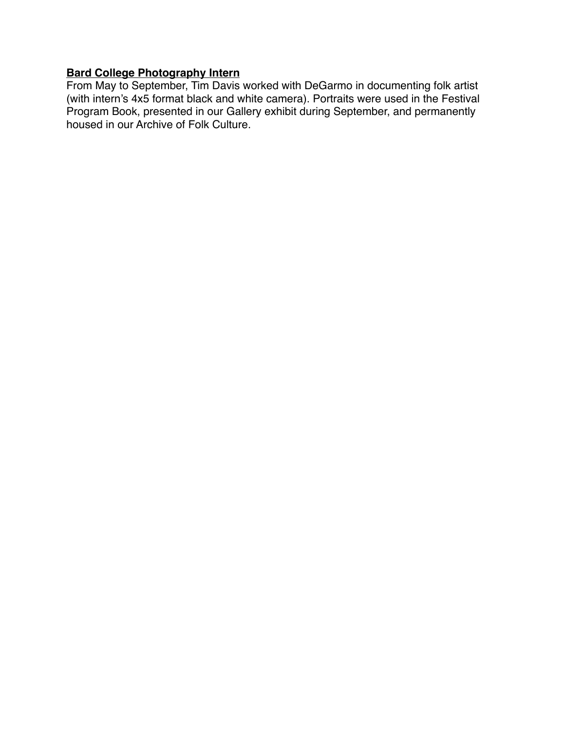**Bard College Photography Intern**

From May to September, Tim Davis worked with DeGarmo in documenting folk artist (with intern's 4x5 format black and white camera). Portraits were used in the Festival Program Book, presented in our Gallery exhibit during September, and permanently housed in our Archive of Folk Culture.